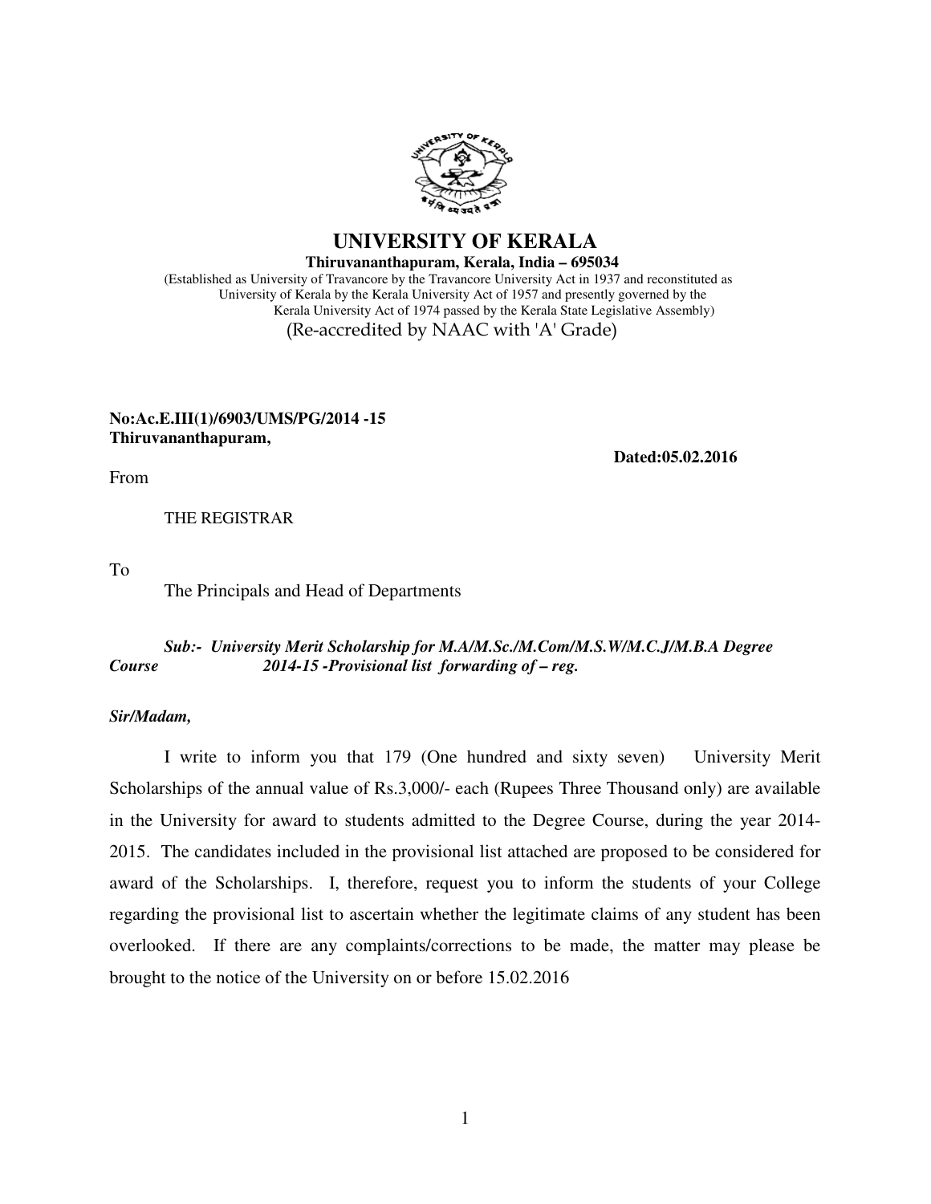# UNIVERSITY OF KERALA

**Thiruvananthapuram, Kerala, India – 695034**

(Established as University of Travancore by the Travancore University Act in 1937 and reconstituted as University of Kerala by the Kerala University Act of 1957 and presently governed by the Kerala University Act of 1974 passed by the Kerala State Legislative Assembly)

(Re-accredited by NAAC with 'A' Grade)

**No:Ac.E.III(1)/6903/UMS/PG/2014 -15**
**Thiruvananthapuram,**

**Dated:05.02.2016**

From

THE REGISTRAR

To

The Principals and Head of Departments

***Sub:- University Merit Scholarship for M.A/M.Sc./M.Com/M.S.W/M.C.J/M.B.A Degree Course 2014-15 -Provisional list forwarding of – reg.***

***Sir/Madam,***

I write to inform you that 179 (One hundred and sixty seven) University Merit Scholarships of the annual value of Rs.3,000/- each (Rupees Three Thousand only) are available in the University for award to students admitted to the Degree Course, during the year 2014-2015. The candidates included in the provisional list attached are proposed to be considered for award of the Scholarships. I, therefore, request you to inform the students of your College regarding the provisional list to ascertain whether the legitimate claims of any student has been overlooked. If there are any complaints/corrections to be made, the matter may please be brought to the notice of the University on or before 15.02.2016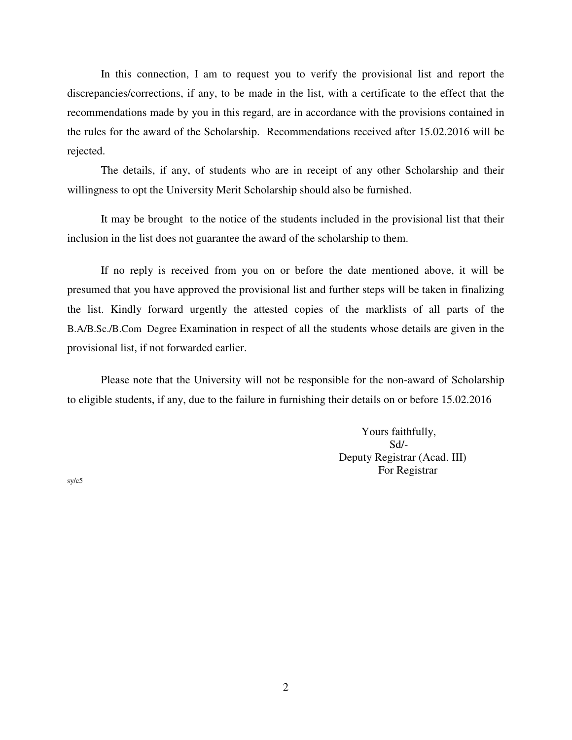In this connection, I am to request you to verify the provisional list and report the discrepancies/corrections, if any, to be made in the list, with a certificate to the effect that the recommendations made by you in this regard, are in accordance with the provisions contained in the rules for the award of the Scholarship. Recommendations received after 15.02.2016 will be rejected.

The details, if any, of students who are in receipt of any other Scholarship and their willingness to opt the University Merit Scholarship should also be furnished.

It may be brought to the notice of the students included in the provisional list that their inclusion in the list does not guarantee the award of the scholarship to them.

If no reply is received from you on or before the date mentioned above, it will be presumed that you have approved the provisional list and further steps will be taken in finalizing the list. Kindly forward urgently the attested copies of the marklists of all parts of the B.A/B.Sc./B.Com Degree Examination in respect of all the students whose details are given in the provisional list, if not forwarded earlier.

Please note that the University will not be responsible for the non-award of Scholarship to eligible students, if any, due to the failure in furnishing their details on or before 15.02.2016

Yours faithfully,
Sd/-
Deputy Registrar (Acad. III)
For Registrar

sy/c5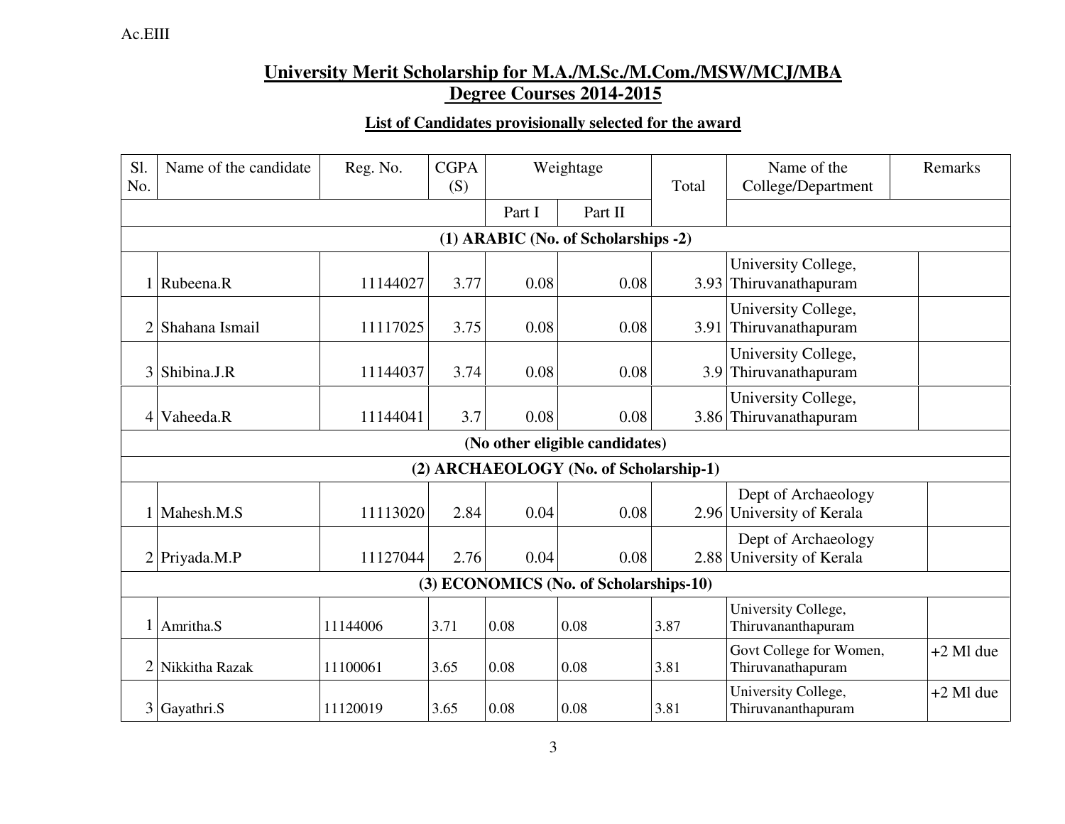Ac.EIII

# University Merit Scholarship for M.A./M.Sc./M.Com./MSW/MCJ/MBA Degree Courses 2014-2015

## List of Candidates provisionally selected for the award

| Sl. No. | Name of the candidate | Reg. No. | CGPA (S) | Weightage | | Total | Name of the College/Department | Remarks |
|---|---|---|---|---|---|---|---|---|
| | | | | Part I | Part II | | | |
| **(1) ARABIC (No. of Scholarships -2)** | | | | | | | | |
| 1 | Rubeena.R | 11144027 | 3.77 | 0.08 | 0.08 | 3.93 | University College, Thiruvananthapuram | |
| 2 | Shahana Ismail | 11117025 | 3.75 | 0.08 | 0.08 | 3.91 | University College, Thiruvananthapuram | |
| 3 | Shibina.J.R | 11144037 | 3.74 | 0.08 | 0.08 | 3.9 | University College, Thiruvananthapuram | |
| 4 | Vaheeda.R | 11144041 | 3.7 | 0.08 | 0.08 | 3.86 | University College, Thiruvananthapuram | |
| **(No other eligible candidates)** | | | | | | | | |
| **(2) ARCHAEOLOGY (No. of Scholarship-1)** | | | | | | | | |
| 1 | Mahesh.M.S | 11113020 | 2.84 | 0.04 | 0.08 | 2.96 | Dept of Archaeology University of Kerala | |
| 2 | Priyada.M.P | 11127044 | 2.76 | 0.04 | 0.08 | 2.88 | Dept of Archaeology University of Kerala | |
| **(3) ECONOMICS (No. of Scholarships-10)** | | | | | | | | |
| 1 | Amritha.S | 11144006 | 3.71 | 0.08 | 0.08 | 3.87 | University College, Thiruvananthapuram | |
| 2 | Nikkitha Razak | 11100061 | 3.65 | 0.08 | 0.08 | 3.81 | Govt College for Women, Thiruvanathapuram | +2 Ml due |
| 3 | Gayathri.S | 11120019 | 3.65 | 0.08 | 0.08 | 3.81 | University College, Thiruvananthapuram | +2 Ml due |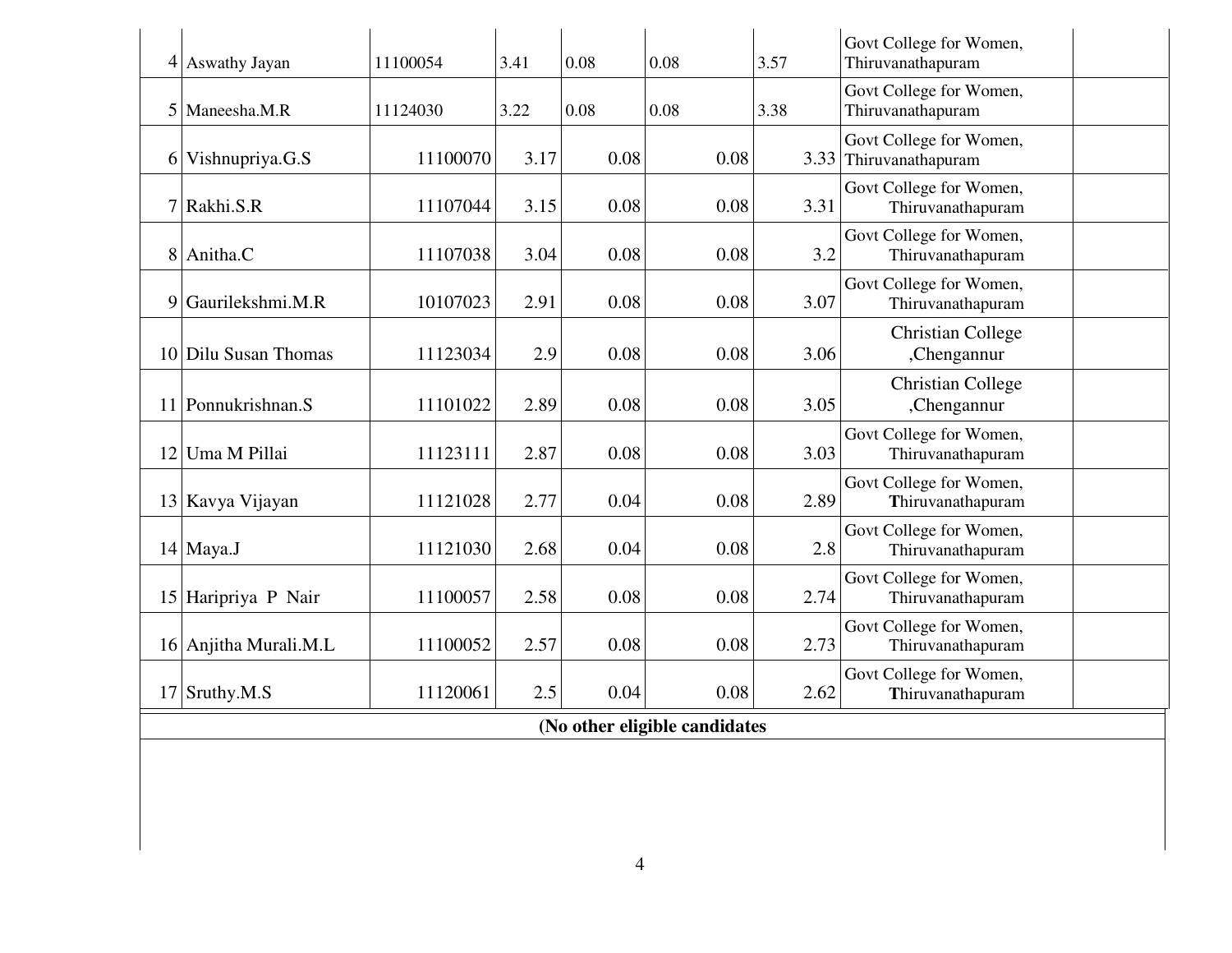| | | | | | | | |
|---|---|---|---|---|---|---|---|
| 4 | Aswathy Jayan | 11100054 | 3.41 | 0.08 | 0.08 | 3.57 | Govt College for Women, Thiruvanathapuram | |
| 5 | Maneesha.M.R | 11124030 | 3.22 | 0.08 | 0.08 | 3.38 | Govt College for Women, Thiruvanathapuram | |
| 6 | Vishnupriya.G.S | 11100070 | 3.17 | 0.08 | 0.08 | 3.33 | Govt College for Women, Thiruvanathapuram | |
| 7 | Rakhi.S.R | 11107044 | 3.15 | 0.08 | 0.08 | 3.31 | Govt College for Women, Thiruvanathapuram | |
| 8 | Anitha.C | 11107038 | 3.04 | 0.08 | 0.08 | 3.2 | Govt College for Women, Thiruvanathapuram | |
| 9 | Gaurilekshmi.M.R | 10107023 | 2.91 | 0.08 | 0.08 | 3.07 | Govt College for Women, Thiruvanathapuram | |
| 10 | Dilu Susan Thomas | 11123034 | 2.9 | 0.08 | 0.08 | 3.06 | Christian College ,Chengannur | |
| 11 | Ponnukrishnan.S | 11101022 | 2.89 | 0.08 | 0.08 | 3.05 | Christian College ,Chengannur | |
| 12 | Uma M Pillai | 11123111 | 2.87 | 0.08 | 0.08 | 3.03 | Govt College for Women, Thiruvanathapuram | |
| 13 | Kavya Vijayan | 11121028 | 2.77 | 0.04 | 0.08 | 2.89 | Govt College for Women, Thiruvanathapuram | |
| 14 | Maya.J | 11121030 | 2.68 | 0.04 | 0.08 | 2.8 | Govt College for Women, Thiruvanathapuram | |
| 15 | Haripriya P Nair | 11100057 | 2.58 | 0.08 | 0.08 | 2.74 | Govt College for Women, Thiruvanathapuram | |
| 16 | Anjitha Murali.M.L | 11100052 | 2.57 | 0.08 | 0.08 | 2.73 | Govt College for Women, Thiruvanathapuram | |
| 17 | Sruthy.M.S | 11120061 | 2.5 | 0.04 | 0.08 | 2.62 | Govt College for Women, Thiruvanathapuram | |

**(No other eligible candidates**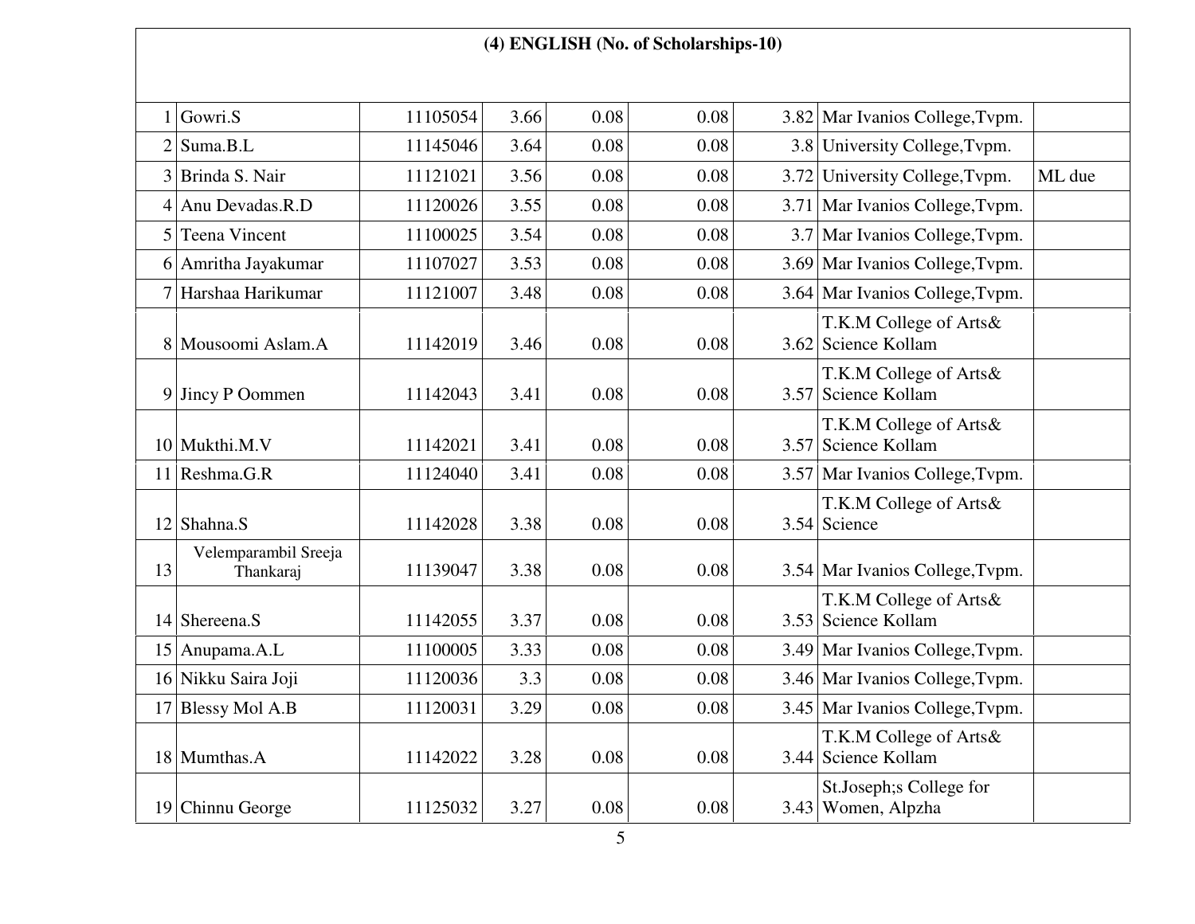## (4) ENGLISH (No. of Scholarships-10)

| | | | | | | | | |
|---|---|---|---|---|---|---|---|---|
| 1 | Gowri.S | 11105054 | 3.66 | 0.08 | 0.08 | 3.82 | Mar Ivanios College,Tvpm. | |
| 2 | Suma.B.L | 11145046 | 3.64 | 0.08 | 0.08 | 3.8 | University College,Tvpm. | |
| 3 | Brinda S. Nair | 11121021 | 3.56 | 0.08 | 0.08 | 3.72 | University College,Tvpm. | ML due |
| 4 | Anu Devadas.R.D | 11120026 | 3.55 | 0.08 | 0.08 | 3.71 | Mar Ivanios College,Tvpm. | |
| 5 | Teena Vincent | 11100025 | 3.54 | 0.08 | 0.08 | 3.7 | Mar Ivanios College,Tvpm. | |
| 6 | Amritha Jayakumar | 11107027 | 3.53 | 0.08 | 0.08 | 3.69 | Mar Ivanios College,Tvpm. | |
| 7 | Harshaa Harikumar | 11121007 | 3.48 | 0.08 | 0.08 | 3.64 | Mar Ivanios College,Tvpm. | |
| 8 | Mousoomi Aslam.A | 11142019 | 3.46 | 0.08 | 0.08 | 3.62 | T.K.M College of Arts& Science Kollam | |
| 9 | Jincy P Oommen | 11142043 | 3.41 | 0.08 | 0.08 | 3.57 | T.K.M College of Arts& Science Kollam | |
| 10 | Mukthi.M.V | 11142021 | 3.41 | 0.08 | 0.08 | 3.57 | T.K.M College of Arts& Science Kollam | |
| 11 | Reshma.G.R | 11124040 | 3.41 | 0.08 | 0.08 | 3.57 | Mar Ivanios College,Tvpm. | |
| 12 | Shahna.S | 11142028 | 3.38 | 0.08 | 0.08 | 3.54 | T.K.M College of Arts& Science | |
| 13 | Velemparambil Sreeja Thankaraj | 11139047 | 3.38 | 0.08 | 0.08 | 3.54 | Mar Ivanios College,Tvpm. | |
| 14 | Shereena.S | 11142055 | 3.37 | 0.08 | 0.08 | 3.53 | T.K.M College of Arts& Science Kollam | |
| 15 | Anupama.A.L | 11100005 | 3.33 | 0.08 | 0.08 | 3.49 | Mar Ivanios College,Tvpm. | |
| 16 | Nikku Saira Joji | 11120036 | 3.3 | 0.08 | 0.08 | 3.46 | Mar Ivanios College,Tvpm. | |
| 17 | Blessy Mol A.B | 11120031 | 3.29 | 0.08 | 0.08 | 3.45 | Mar Ivanios College,Tvpm. | |
| 18 | Mumthas.A | 11142022 | 3.28 | 0.08 | 0.08 | 3.44 | T.K.M College of Arts& Science Kollam | |
| 19 | Chinnu George | 11125032 | 3.27 | 0.08 | 0.08 | 3.43 | St.Joseph;s College for Women, Alpzha | |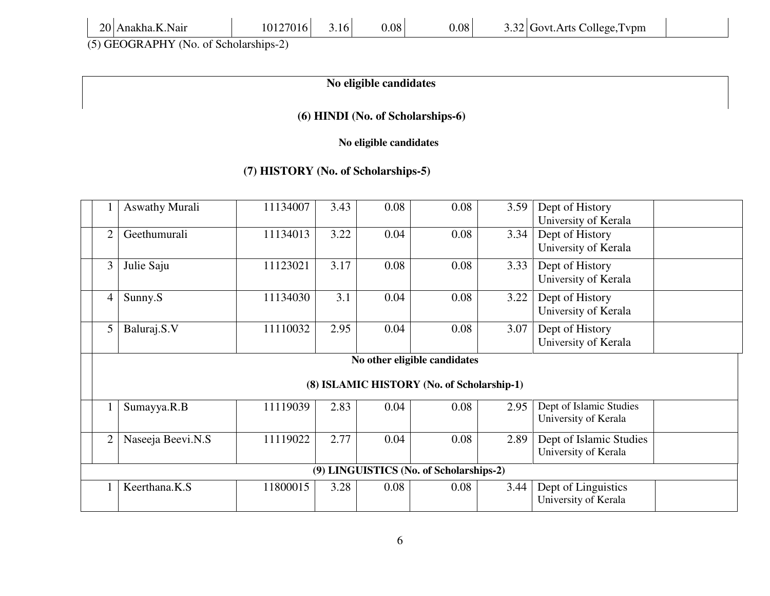| 20 | Anakha.K.Nair | 10127016 | 3.16 | 0.08 | 0.08 | 3.32 | Govt.Arts College,Tvpm | |
|---|---|---|---|---|---|---|---|---|

(5) GEOGRAPHY (No. of Scholarships-2)

**No eligible candidates**

**(6) HINDI (No. of Scholarships-6)**

**No eligible candidates**

**(7) HISTORY (No. of Scholarships-5)**

| 1 | Aswathy Murali | 11134007 | 3.43 | 0.08 | 0.08 | 3.59 | Dept of History University of Kerala | |
|---|---|---|---|---|---|---|---|---|
| 2 | Geethumurali | 11134013 | 3.22 | 0.04 | 0.08 | 3.34 | Dept of History University of Kerala | |
| 3 | Julie Saju | 11123021 | 3.17 | 0.08 | 0.08 | 3.33 | Dept of History University of Kerala | |
| 4 | Sunny.S | 11134030 | 3.1 | 0.04 | 0.08 | 3.22 | Dept of History University of Kerala | |
| 5 | Baluraj.S.V | 11110032 | 2.95 | 0.04 | 0.08 | 3.07 | Dept of History University of Kerala | |

**No other eligible candidates**

**(8) ISLAMIC HISTORY (No. of Scholarship-1)**

| 1 | Sumayya.R.B | 11119039 | 2.83 | 0.04 | 0.08 | 2.95 | Dept of Islamic Studies University of Kerala | |
|---|---|---|---|---|---|---|---|---|
| 2 | Naseeja Beevi.N.S | 11119022 | 2.77 | 0.04 | 0.08 | 2.89 | Dept of Islamic Studies University of Kerala | |

**(9) LINGUISTICS (No. of Scholarships-2)**

| 1 | Keerthana.K.S | 11800015 | 3.28 | 0.08 | 0.08 | 3.44 | Dept of Linguistics University of Kerala | |
|---|---|---|---|---|---|---|---|---|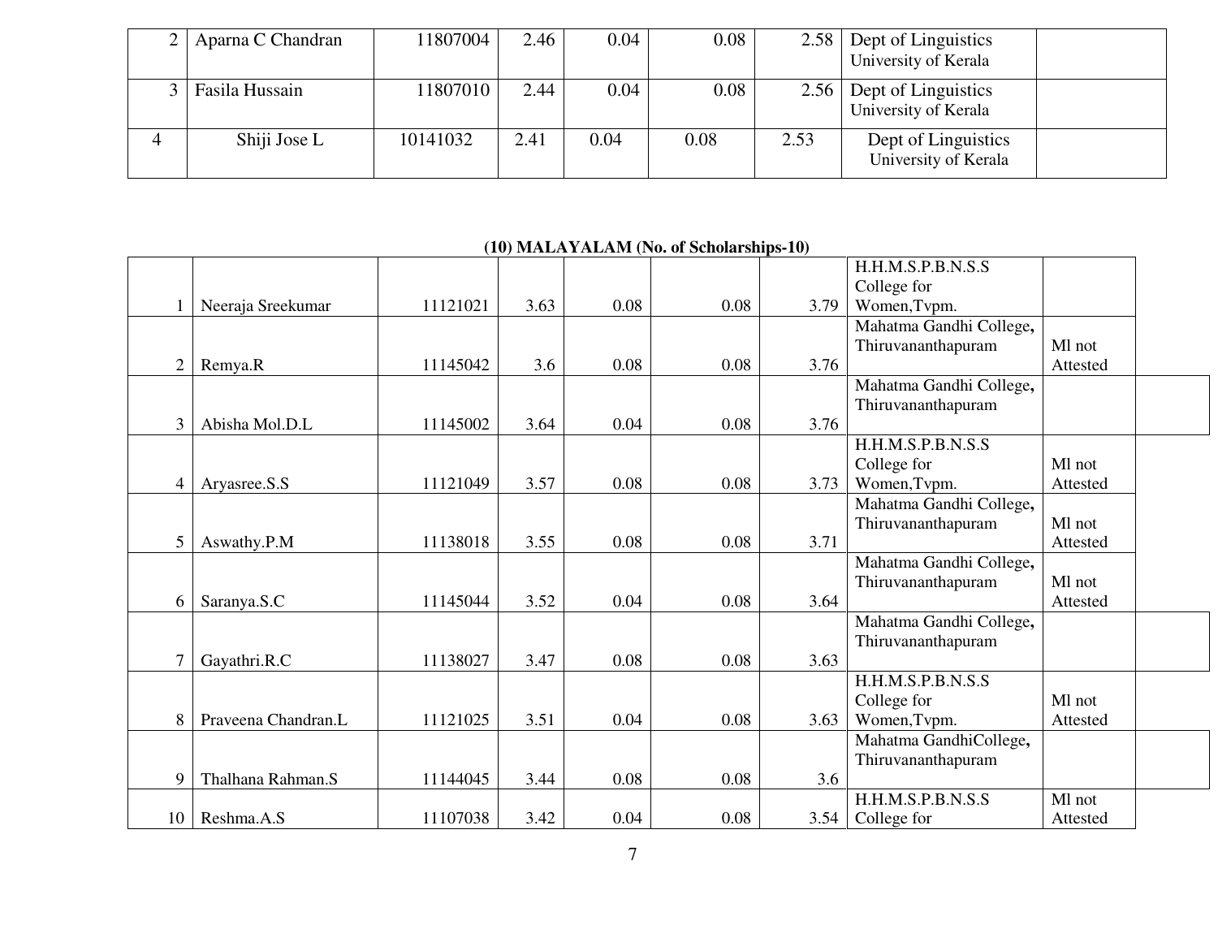| 2 | Aparna C Chandran | 11807004 | 2.46 | 0.04 | 0.08 | 2.58 | Dept of Linguistics University of Kerala | |
|---|---|---|---|---|---|---|---|---|
| 3 | Fasila Hussain | 11807010 | 2.44 | 0.04 | 0.08 | 2.56 | Dept of Linguistics University of Kerala | |
| 4 | Shiji Jose L | 10141032 | 2.41 | 0.04 | 0.08 | 2.53 | Dept of Linguistics University of Kerala | |

**(10) MALAYALAM (No. of Scholarships-10)**

| | | | | | | | | | |
|---|---|---|---|---|---|---|---|---|---|
| 1 | Neeraja Sreekumar | 11121021 | 3.63 | 0.08 | 0.08 | 3.79 | H.H.M.S.P.B.N.S.S College for Women,Tvpm. | | |
| 2 | Remya.R | 11145042 | 3.6 | 0.08 | 0.08 | 3.76 | Mahatma Gandhi College, Thiruvananthapuram | Ml not Attested | |
| 3 | Abisha Mol.D.L | 11145002 | 3.64 | 0.04 | 0.08 | 3.76 | Mahatma Gandhi College, Thiruvananthapuram | | |
| 4 | Aryasree.S.S | 11121049 | 3.57 | 0.08 | 0.08 | 3.73 | H.H.M.S.P.B.N.S.S College for Women,Tvpm. | Ml not Attested | |
| 5 | Aswathy.P.M | 11138018 | 3.55 | 0.08 | 0.08 | 3.71 | Mahatma Gandhi College, Thiruvananthapuram | Ml not Attested | |
| 6 | Saranya.S.C | 11145044 | 3.52 | 0.04 | 0.08 | 3.64 | Mahatma Gandhi College, Thiruvananthapuram | Ml not Attested | |
| 7 | Gayathri.R.C | 11138027 | 3.47 | 0.08 | 0.08 | 3.63 | Mahatma Gandhi College, Thiruvananthapuram | | |
| 8 | Praveena Chandran.L | 11121025 | 3.51 | 0.04 | 0.08 | 3.63 | H.H.M.S.P.B.N.S.S College for Women,Tvpm. | Ml not Attested | |
| 9 | Thalhana Rahman.S | 11144045 | 3.44 | 0.08 | 0.08 | 3.6 | Mahatma GandhiCollege, Thiruvananthapuram | | |
| 10 | Reshma.A.S | 11107038 | 3.42 | 0.04 | 0.08 | 3.54 | H.H.M.S.P.B.N.S.S College for | Ml not Attested | |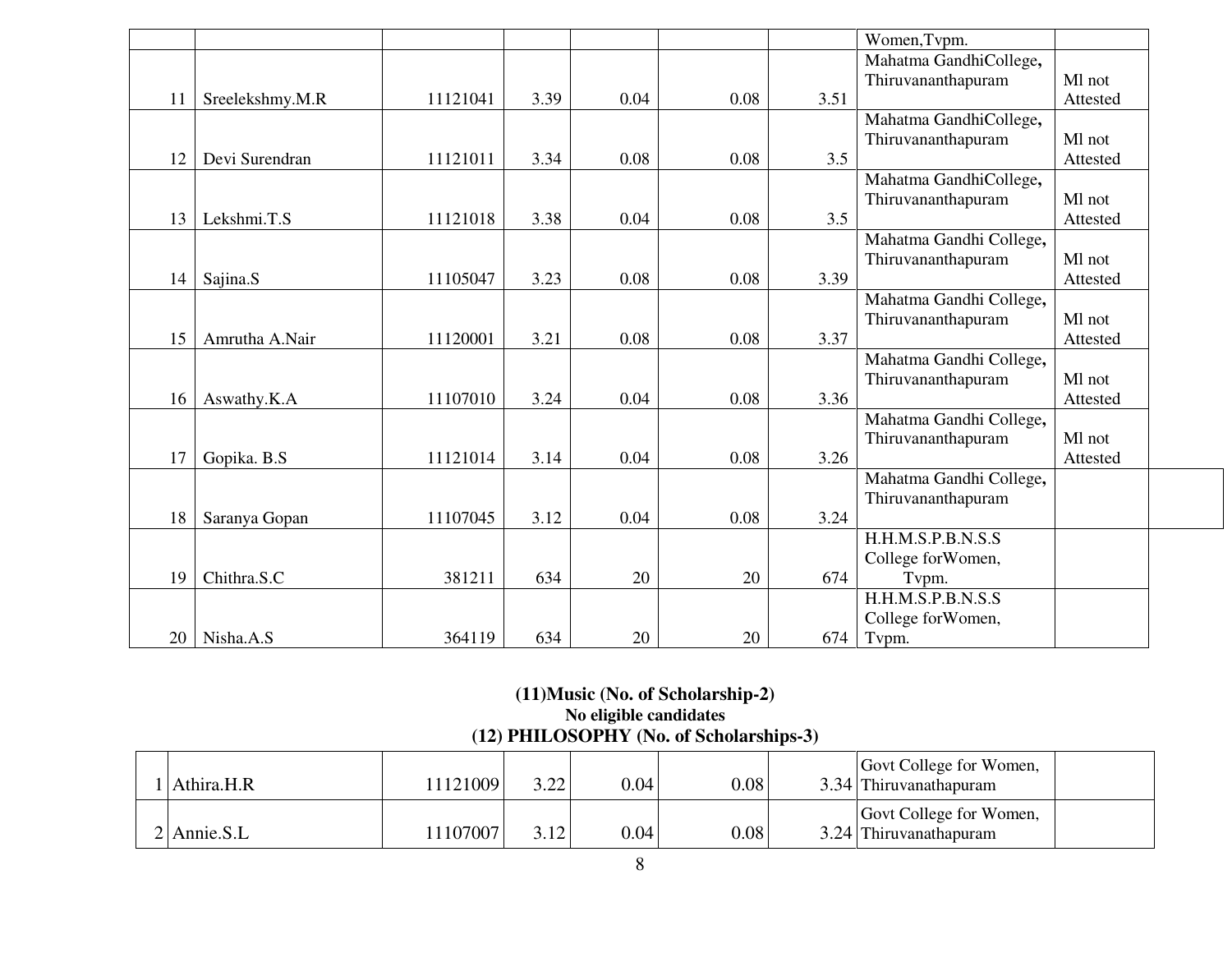| | | | | | | | | |
|---|---|---|---|---|---|---|---|---|
| | | | | | | | Women,Tvpm. | |
| 11 | Sreelekshmy.M.R | 11121041 | 3.39 | 0.04 | 0.08 | 3.51 | Mahatma GandhiCollege, Thiruvananthapuram | Ml not Attested |
| 12 | Devi Surendran | 11121011 | 3.34 | 0.08 | 0.08 | 3.5 | Mahatma GandhiCollege, Thiruvananthapuram | Ml not Attested |
| 13 | Lekshmi.T.S | 11121018 | 3.38 | 0.04 | 0.08 | 3.5 | Mahatma GandhiCollege, Thiruvananthapuram | Ml not Attested |
| 14 | Sajina.S | 11105047 | 3.23 | 0.08 | 0.08 | 3.39 | Mahatma Gandhi College, Thiruvananthapuram | Ml not Attested |
| 15 | Amrutha A.Nair | 11120001 | 3.21 | 0.08 | 0.08 | 3.37 | Mahatma Gandhi College, Thiruvananthapuram | Ml not Attested |
| 16 | Aswathy.K.A | 11107010 | 3.24 | 0.04 | 0.08 | 3.36 | Mahatma Gandhi College, Thiruvananthapuram | Ml not Attested |
| 17 | Gopika. B.S | 11121014 | 3.14 | 0.04 | 0.08 | 3.26 | Mahatma Gandhi College, Thiruvananthapuram | Ml not Attested |
| 18 | Saranya Gopan | 11107045 | 3.12 | 0.04 | 0.08 | 3.24 | Mahatma Gandhi College, Thiruvananthapuram | |
| 19 | Chithra.S.C | 381211 | 634 | 20 | 20 | 674 | H.H.M.S.P.B.N.S.S College forWomen, Tvpm. | |
| 20 | Nisha.A.S | 364119 | 634 | 20 | 20 | 674 | H.H.M.S.P.B.N.S.S College forWomen, Tvpm. | |

**(11)Music (No. of Scholarship-2)**

**No eligible candidates**

**(12) PHILOSOPHY (No. of Scholarships-3)**

| | | | | | | | | |
|---|---|---|---|---|---|---|---|---|
| 1 | Athira.H.R | 11121009 | 3.22 | 0.04 | 0.08 | 3.34 | Govt College for Women, Thiruvanathapuram | |
| 2 | Annie.S.L | 11107007 | 3.12 | 0.04 | 0.08 | 3.24 | Govt College for Women, Thiruvanathapuram | |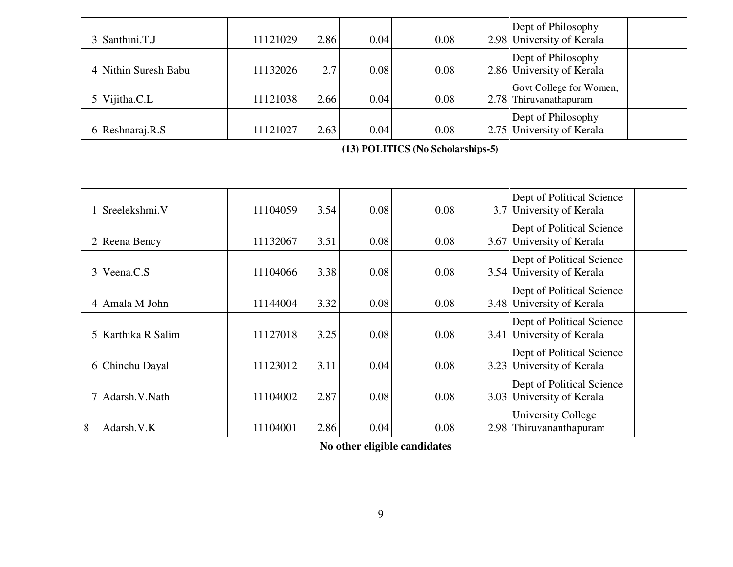| | | | | | | | |
|---|---|---|---|---|---|---|---|
| 3 | Santhini.T.J | 11121029 | 2.86 | 0.04 | 0.08 | 2.98 | Dept of Philosophy University of Kerala | |
| 4 | Nithin Suresh Babu | 11132026 | 2.7 | 0.08 | 0.08 | 2.86 | Dept of Philosophy University of Kerala | |
| 5 | Vijitha.C.L | 11121038 | 2.66 | 0.04 | 0.08 | 2.78 | Govt College for Women, Thiruvanathapuram | |
| 6 | Reshnaraj.R.S | 11121027 | 2.63 | 0.04 | 0.08 | 2.75 | Dept of Philosophy University of Kerala | |

**(13) POLITICS (No Scholarships-5)**

| | | | | | | | | |
|---|---|---|---|---|---|---|---|---|
| 1 | Sreelekshmi.V | 11104059 | 3.54 | 0.08 | 0.08 | 3.7 | Dept of Political Science University of Kerala | |
| 2 | Reena Bency | 11132067 | 3.51 | 0.08 | 0.08 | 3.67 | Dept of Political Science University of Kerala | |
| 3 | Veena.C.S | 11104066 | 3.38 | 0.08 | 0.08 | 3.54 | Dept of Political Science University of Kerala | |
| 4 | Amala M John | 11144004 | 3.32 | 0.08 | 0.08 | 3.48 | Dept of Political Science University of Kerala | |
| 5 | Karthika R Salim | 11127018 | 3.25 | 0.08 | 0.08 | 3.41 | Dept of Political Science University of Kerala | |
| 6 | Chinchu Dayal | 11123012 | 3.11 | 0.04 | 0.08 | 3.23 | Dept of Political Science University of Kerala | |
| 7 | Adarsh.V.Nath | 11104002 | 2.87 | 0.08 | 0.08 | 3.03 | Dept of Political Science University of Kerala | |
| 8 | Adarsh.V.K | 11104001 | 2.86 | 0.04 | 0.08 | 2.98 | University College Thiruvananthapuram | |

**No other eligible candidates**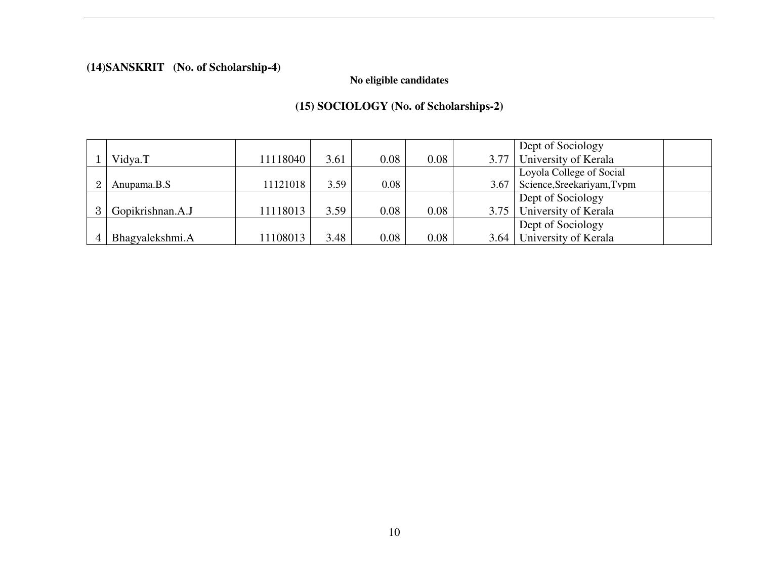**(14)SANSKRIT (No. of Scholarship-4)**

**No eligible candidates**

**(15) SOCIOLOGY (No. of Scholarships-2)**

| | | | | | | | | |
|---|---|---|---|---|---|---|---|---|
| 1 | Vidya.T | 11118040 | 3.61 | 0.08 | 0.08 | 3.77 | Dept of Sociology University of Kerala | |
| 2 | Anupama.B.S | 11121018 | 3.59 | 0.08 | | 3.67 | Loyola College of Social Science,Sreekariyam,Tvpm | |
| 3 | Gopikrishnan.A.J | 11118013 | 3.59 | 0.08 | 0.08 | 3.75 | Dept of Sociology University of Kerala | |
| 4 | Bhagyalekshmi.A | 11108013 | 3.48 | 0.08 | 0.08 | 3.64 | Dept of Sociology University of Kerala | |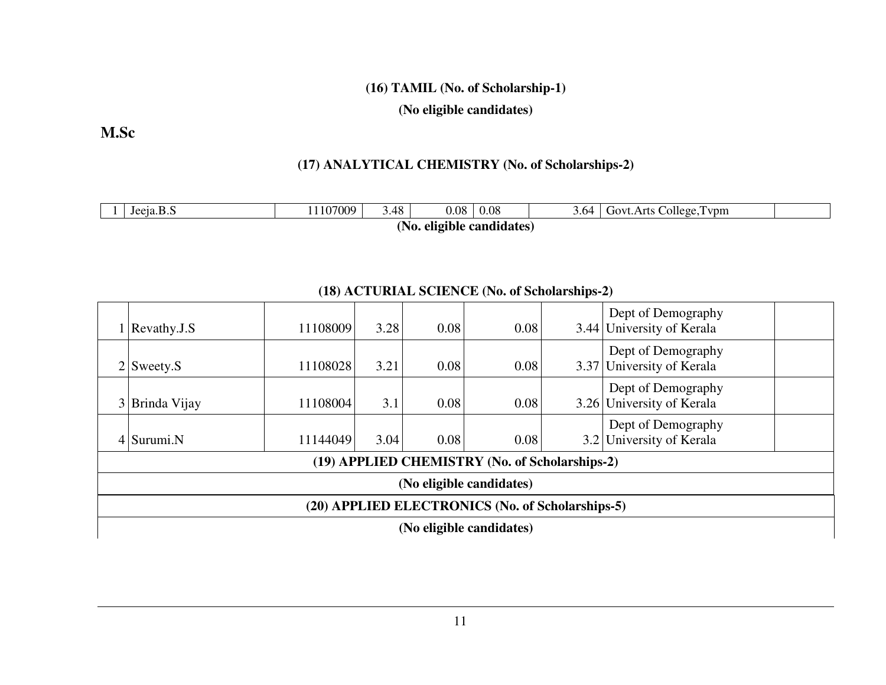**(16) TAMIL (No. of Scholarship-1)**

**(No eligible candidates)**

## M.Sc

**(17) ANALYTICAL CHEMISTRY (No. of Scholarships-2)**

| | | | | | | | | |
|---|---|---|---|---|---|---|---|---|
| 1 | Jeeja.B.S | 11107009 | 3.48 | 0.08 | 0.08 | 3.64 | Govt.Arts College,Tvpm | |

**(No. eligible candidates)**

**(18) ACTURIAL SCIENCE (No. of Scholarships-2)**

| | | | | | | | | |
|---|---|---|---|---|---|---|---|---|
| 1 | Revathy.J.S | 11108009 | 3.28 | 0.08 | 0.08 | 3.44 | Dept of Demography University of Kerala | |
| 2 | Sweety.S | 11108028 | 3.21 | 0.08 | 0.08 | 3.37 | Dept of Demography University of Kerala | |
| 3 | Brinda Vijay | 11108004 | 3.1 | 0.08 | 0.08 | 3.26 | Dept of Demography University of Kerala | |
| 4 | Surumi.N | 11144049 | 3.04 | 0.08 | 0.08 | 3.2 | Dept of Demography University of Kerala | |

**(19) APPLIED CHEMISTRY (No. of Scholarships-2)**

**(No eligible candidates)**

**(20) APPLIED ELECTRONICS (No. of Scholarships-5)**

**(No eligible candidates)**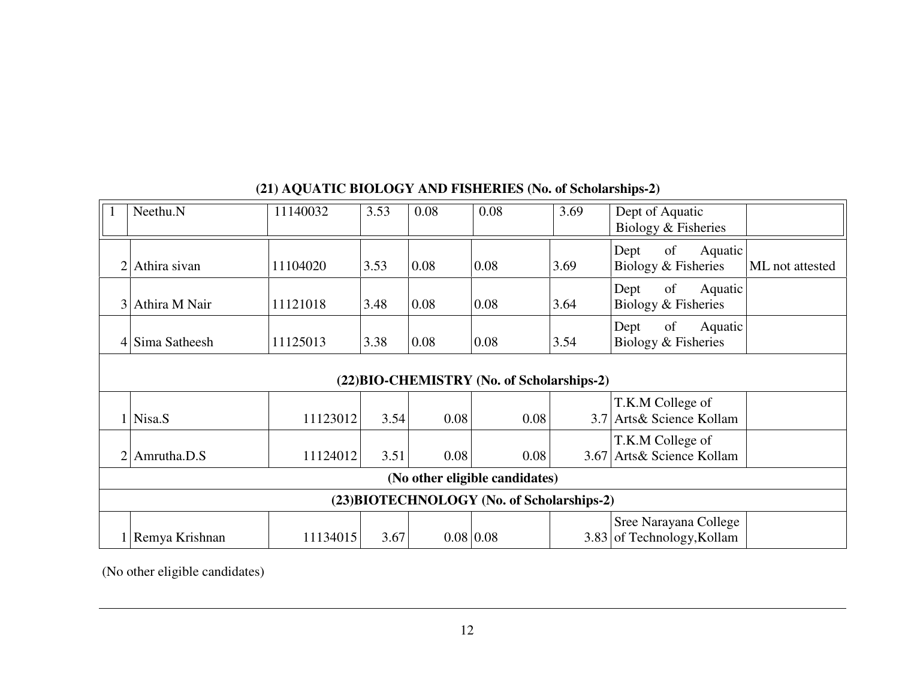**(21) AQUATIC BIOLOGY AND FISHERIES (No. of Scholarships-2)**

| | | | | | | | | |
|---|---|---|---|---|---|---|---|---|
| 1 | Neethu.N | 11140032 | 3.53 | 0.08 | 0.08 | 3.69 | Dept of Aquatic Biology & Fisheries | |
| 2 | Athira sivan | 11104020 | 3.53 | 0.08 | 0.08 | 3.69 | Dept of Aquatic Biology & Fisheries | ML not attested |
| 3 | Athira M Nair | 11121018 | 3.48 | 0.08 | 0.08 | 3.64 | Dept of Aquatic Biology & Fisheries | |
| 4 | Sima Satheesh | 11125013 | 3.38 | 0.08 | 0.08 | 3.54 | Dept of Aquatic Biology & Fisheries | |
| **(22)BIO-CHEMISTRY (No. of Scholarships-2)** | | | | | | | | |
| 1 | Nisa.S | 11123012 | 3.54 | 0.08 | 0.08 | 3.7 | T.K.M College of Arts& Science Kollam | |
| 2 | Amrutha.D.S | 11124012 | 3.51 | 0.08 | 0.08 | 3.67 | T.K.M College of Arts& Science Kollam | |
| **(No other eligible candidates)** | | | | | | | | |
| **(23)BIOTECHNOLOGY (No. of Scholarships-2)** | | | | | | | | |
| 1 | Remya Krishnan | 11134015 | 3.67 | 0.08 | 0.08 | 3.83 | Sree Narayana College of Technology,Kollam | |

(No other eligible candidates)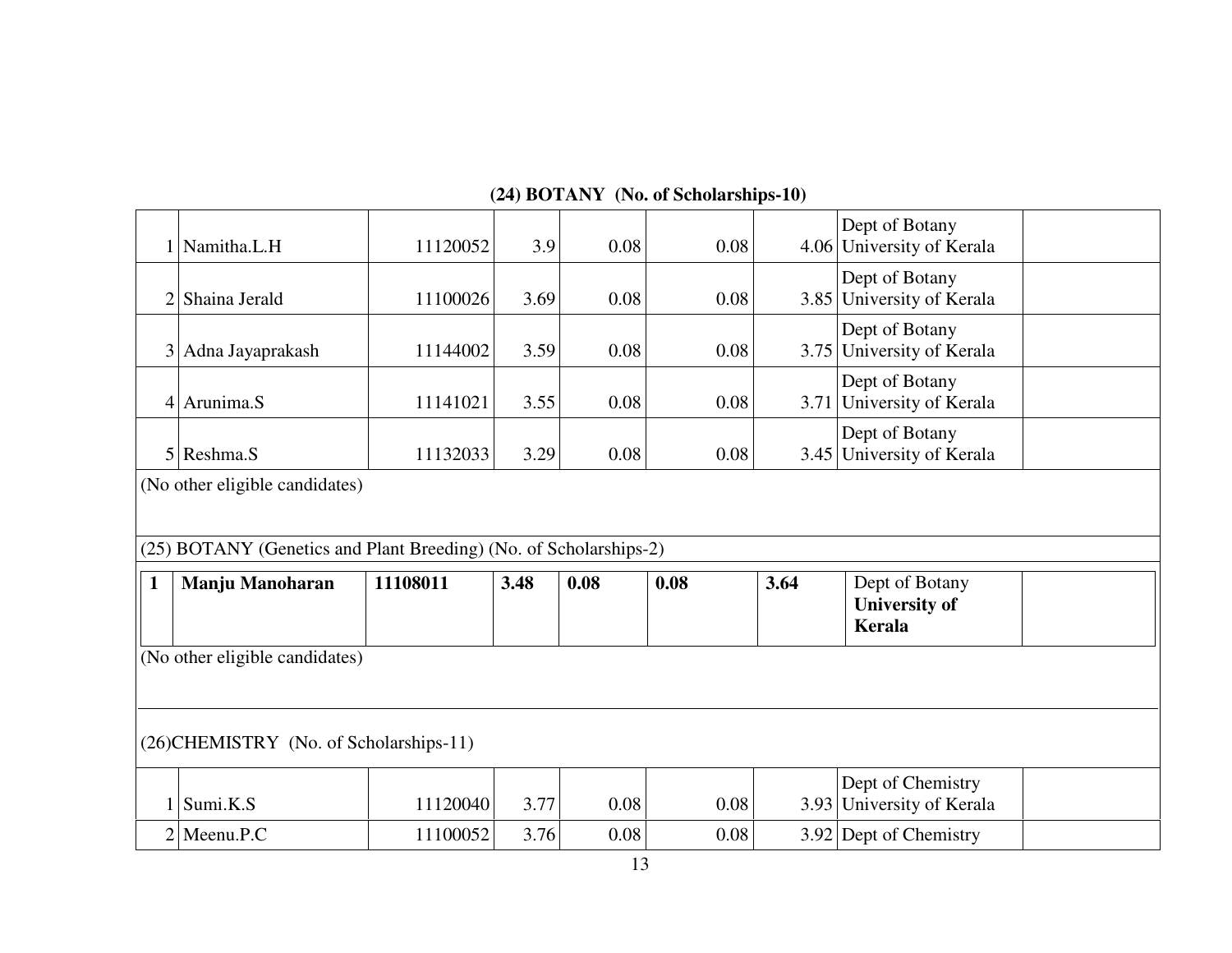**(24) BOTANY (No. of Scholarships-10)**

| | | | | | | | | |
|---|---|---|---|---|---|---|---|---|
| 1 | Namitha.L.H | 11120052 | 3.9 | 0.08 | 0.08 | 4.06 | Dept of Botany University of Kerala | |
| 2 | Shaina Jerald | 11100026 | 3.69 | 0.08 | 0.08 | 3.85 | Dept of Botany University of Kerala | |
| 3 | Adna Jayaprakash | 11144002 | 3.59 | 0.08 | 0.08 | 3.75 | Dept of Botany University of Kerala | |
| 4 | Arunima.S | 11141021 | 3.55 | 0.08 | 0.08 | 3.71 | Dept of Botany University of Kerala | |
| 5 | Reshma.S | 11132033 | 3.29 | 0.08 | 0.08 | 3.45 | Dept of Botany University of Kerala | |

(No other eligible candidates)

(25) BOTANY (Genetics and Plant Breeding) (No. of Scholarships-2)

| | | | | | | | | |
|---|---|---|---|---|---|---|---|---|
| **1** | **Manju Manoharan** | **11108011** | **3.48** | **0.08** | **0.08** | **3.64** | Dept of Botany **University of Kerala** | |

(No other eligible candidates)

(26)CHEMISTRY (No. of Scholarships-11)

| | | | | | | | | |
|---|---|---|---|---|---|---|---|---|
| 1 | Sumi.K.S | 11120040 | 3.77 | 0.08 | 0.08 | 3.93 | Dept of Chemistry University of Kerala | |
| 2 | Meenu.P.C | 11100052 | 3.76 | 0.08 | 0.08 | 3.92 | Dept of Chemistry | |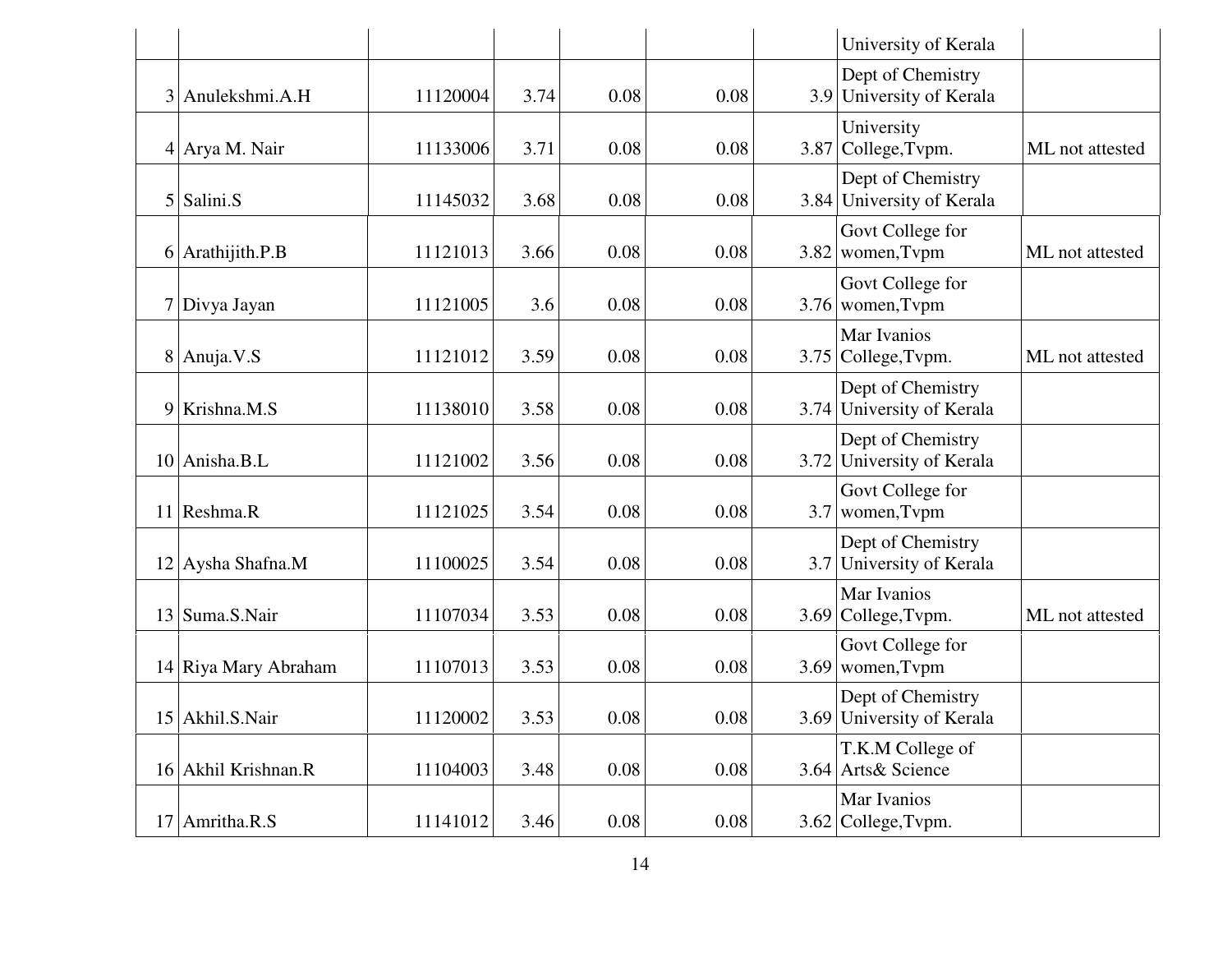| | | | | | | | | |
|---|---|---|---|---|---|---|---|---|
| | | | | | | | University of Kerala | |
| 3 | Anulekshmi.A.H | 11120004 | 3.74 | 0.08 | 0.08 | 3.9 | Dept of Chemistry University of Kerala | |
| 4 | Arya M. Nair | 11133006 | 3.71 | 0.08 | 0.08 | 3.87 | University College,Tvpm. | ML not attested |
| 5 | Salini.S | 11145032 | 3.68 | 0.08 | 0.08 | 3.84 | Dept of Chemistry University of Kerala | |
| 6 | Arathijith.P.B | 11121013 | 3.66 | 0.08 | 0.08 | 3.82 | Govt College for women,Tvpm | ML not attested |
| 7 | Divya Jayan | 11121005 | 3.6 | 0.08 | 0.08 | 3.76 | Govt College for women,Tvpm | |
| 8 | Anuja.V.S | 11121012 | 3.59 | 0.08 | 0.08 | 3.75 | Mar Ivanios College,Tvpm. | ML not attested |
| 9 | Krishna.M.S | 11138010 | 3.58 | 0.08 | 0.08 | 3.74 | Dept of Chemistry University of Kerala | |
| 10 | Anisha.B.L | 11121002 | 3.56 | 0.08 | 0.08 | 3.72 | Dept of Chemistry University of Kerala | |
| 11 | Reshma.R | 11121025 | 3.54 | 0.08 | 0.08 | 3.7 | Govt College for women,Tvpm | |
| 12 | Aysha Shafna.M | 11100025 | 3.54 | 0.08 | 0.08 | 3.7 | Dept of Chemistry University of Kerala | |
| 13 | Suma.S.Nair | 11107034 | 3.53 | 0.08 | 0.08 | 3.69 | Mar Ivanios College,Tvpm. | ML not attested |
| 14 | Riya Mary Abraham | 11107013 | 3.53 | 0.08 | 0.08 | 3.69 | Govt College for women,Tvpm | |
| 15 | Akhil.S.Nair | 11120002 | 3.53 | 0.08 | 0.08 | 3.69 | Dept of Chemistry University of Kerala | |
| 16 | Akhil Krishnan.R | 11104003 | 3.48 | 0.08 | 0.08 | 3.64 | T.K.M College of Arts& Science | |
| 17 | Amritha.R.S | 11141012 | 3.46 | 0.08 | 0.08 | 3.62 | Mar Ivanios College,Tvpm. | |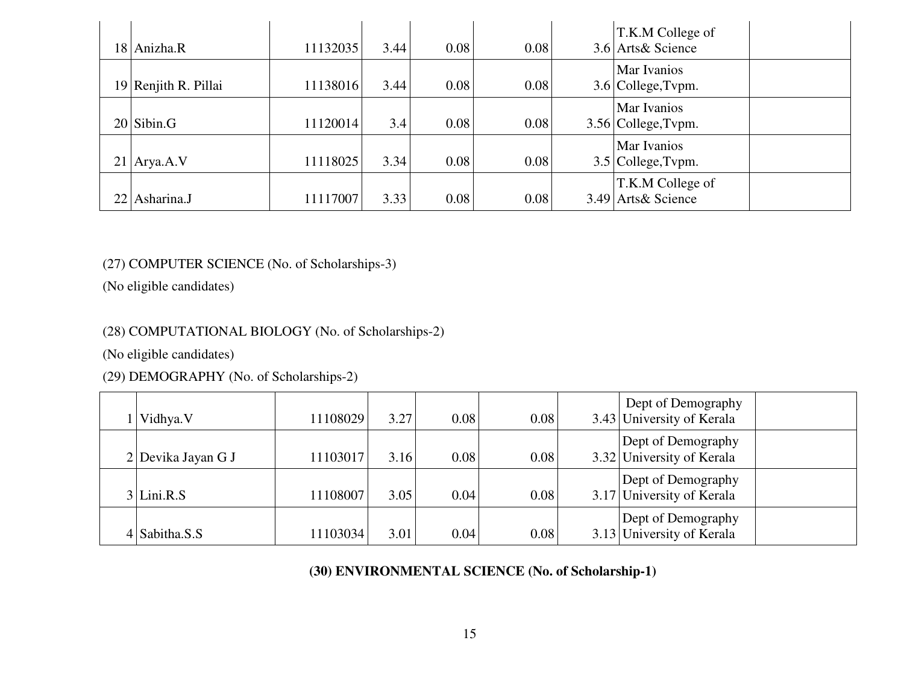| | | | | | | | | |
|---|---|---|---|---|---|---|---|---|
| 18 | Anizha.R | 11132035 | 3.44 | 0.08 | 0.08 | 3.6 | T.K.M College of Arts& Science | |
| 19 | Renjith R. Pillai | 11138016 | 3.44 | 0.08 | 0.08 | 3.6 | Mar Ivanios College,Tvpm. | |
| 20 | Sibin.G | 11120014 | 3.4 | 0.08 | 0.08 | 3.56 | Mar Ivanios College,Tvpm. | |
| 21 | Arya.A.V | 11118025 | 3.34 | 0.08 | 0.08 | 3.5 | Mar Ivanios College,Tvpm. | |
| 22 | Asharina.J | 11117007 | 3.33 | 0.08 | 0.08 | 3.49 | T.K.M College of Arts& Science | |

(27) COMPUTER SCIENCE (No. of Scholarships-3)

(No eligible candidates)

(28) COMPUTATIONAL BIOLOGY (No. of Scholarships-2)

(No eligible candidates)

(29) DEMOGRAPHY (No. of Scholarships-2)

| | | | | | | | | |
|---|---|---|---|---|---|---|---|---|
| 1 | Vidhya.V | 11108029 | 3.27 | 0.08 | 0.08 | 3.43 | Dept of Demography University of Kerala | |
| 2 | Devika Jayan G J | 11103017 | 3.16 | 0.08 | 0.08 | 3.32 | Dept of Demography University of Kerala | |
| 3 | Lini.R.S | 11108007 | 3.05 | 0.04 | 0.08 | 3.17 | Dept of Demography University of Kerala | |
| 4 | Sabitha.S.S | 11103034 | 3.01 | 0.04 | 0.08 | 3.13 | Dept of Demography University of Kerala | |

**(30) ENVIRONMENTAL SCIENCE (No. of Scholarship-1)**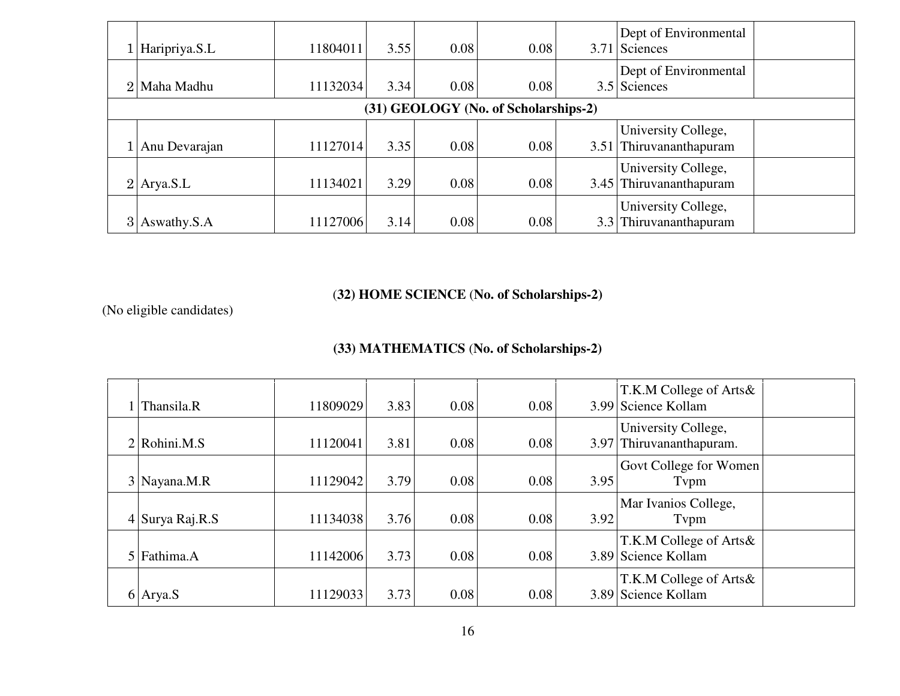| | | | | | | | | |
|---|---|---|---|---|---|---|---|---|
| 1 | Haripriya.S.L | 11804011 | 3.55 | 0.08 | 0.08 | 3.71 | Dept of Environmental Sciences | |
| 2 | Maha Madhu | 11132034 | 3.34 | 0.08 | 0.08 | 3.5 | Dept of Environmental Sciences | |
| **(31) GEOLOGY (No. of Scholarships-2)** | | | | | | | | |
| 1 | Anu Devarajan | 11127014 | 3.35 | 0.08 | 0.08 | 3.51 | University College, Thiruvananthapuram | |
| 2 | Arya.S.L | 11134021 | 3.29 | 0.08 | 0.08 | 3.45 | University College, Thiruvananthapuram | |
| 3 | Aswathy.S.A | 11127006 | 3.14 | 0.08 | 0.08 | 3.3 | University College, Thiruvananthapuram | |

**(32) HOME SCIENCE (No. of Scholarships-2)**

(No eligible candidates)

**(33) MATHEMATICS (No. of Scholarships-2)**

| | | | | | | | | |
|---|---|---|---|---|---|---|---|---|
| 1 | Thansila.R | 11809029 | 3.83 | 0.08 | 0.08 | 3.99 | T.K.M College of Arts& Science Kollam | |
| 2 | Rohini.M.S | 11120041 | 3.81 | 0.08 | 0.08 | 3.97 | University College, Thiruvananthapuram. | |
| 3 | Nayana.M.R | 11129042 | 3.79 | 0.08 | 0.08 | 3.95 | Govt College for Women Tvpm | |
| 4 | Surya Raj.R.S | 11134038 | 3.76 | 0.08 | 0.08 | 3.92 | Mar Ivanios College, Tvpm | |
| 5 | Fathima.A | 11142006 | 3.73 | 0.08 | 0.08 | 3.89 | T.K.M College of Arts& Science Kollam | |
| 6 | Arya.S | 11129033 | 3.73 | 0.08 | 0.08 | 3.89 | T.K.M College of Arts& Science Kollam | |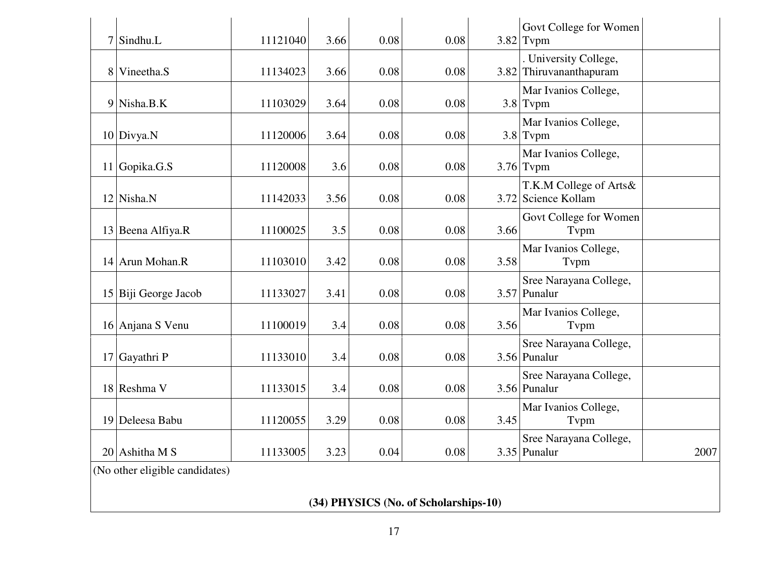| | | | | | | | | |
|---|---|---|---|---|---|---|---|---|
| 7 | Sindhu.L | 11121040 | 3.66 | 0.08 | 0.08 | 3.82 | Govt College for Women Tvpm | |
| 8 | Vineetha.S | 11134023 | 3.66 | 0.08 | 0.08 | 3.82 | . University College, Thiruvananthapuram | |
| 9 | Nisha.B.K | 11103029 | 3.64 | 0.08 | 0.08 | 3.8 | Mar Ivanios College, Tvpm | |
| 10 | Divya.N | 11120006 | 3.64 | 0.08 | 0.08 | 3.8 | Mar Ivanios College, Tvpm | |
| 11 | Gopika.G.S | 11120008 | 3.6 | 0.08 | 0.08 | 3.76 | Mar Ivanios College, Tvpm | |
| 12 | Nisha.N | 11142033 | 3.56 | 0.08 | 0.08 | 3.72 | T.K.M College of Arts& Science Kollam | |
| 13 | Beena Alfiya.R | 11100025 | 3.5 | 0.08 | 0.08 | 3.66 | Govt College for Women Tvpm | |
| 14 | Arun Mohan.R | 11103010 | 3.42 | 0.08 | 0.08 | 3.58 | Mar Ivanios College, Tvpm | |
| 15 | Biji George Jacob | 11133027 | 3.41 | 0.08 | 0.08 | 3.57 | Sree Narayana College, Punalur | |
| 16 | Anjana S Venu | 11100019 | 3.4 | 0.08 | 0.08 | 3.56 | Mar Ivanios College, Tvpm | |
| 17 | Gayathri P | 11133010 | 3.4 | 0.08 | 0.08 | 3.56 | Sree Narayana College, Punalur | |
| 18 | Reshma V | 11133015 | 3.4 | 0.08 | 0.08 | 3.56 | Sree Narayana College, Punalur | |
| 19 | Deleesa Babu | 11120055 | 3.29 | 0.08 | 0.08 | 3.45 | Mar Ivanios College, Tvpm | |
| 20 | Ashitha M S | 11133005 | 3.23 | 0.04 | 0.08 | 3.35 | Sree Narayana College, Punalur | 2007 |

(No other eligible candidates)

**(34) PHYSICS (No. of Scholarships-10)**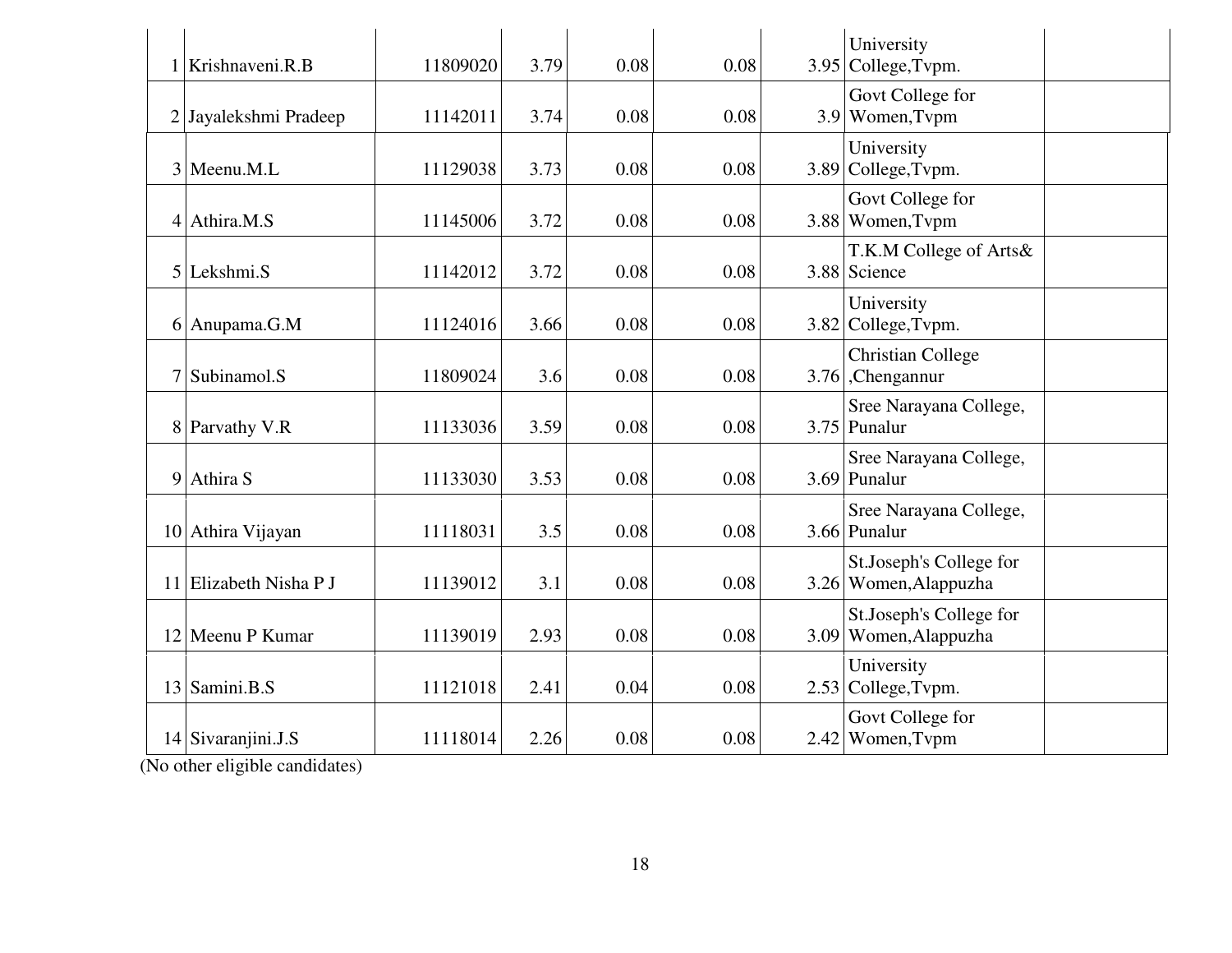| | | | | | | | | |
|---|---|---|---|---|---|---|---|---|
| 1 | Krishnaveni.R.B | 11809020 | 3.79 | 0.08 | 0.08 | 3.95 | University College,Tvpm. | |
| 2 | Jayalekshmi Pradeep | 11142011 | 3.74 | 0.08 | 0.08 | 3.9 | Govt College for Women,Tvpm | |
| 3 | Meenu.M.L | 11129038 | 3.73 | 0.08 | 0.08 | 3.89 | University College,Tvpm. | |
| 4 | Athira.M.S | 11145006 | 3.72 | 0.08 | 0.08 | 3.88 | Govt College for Women,Tvpm | |
| 5 | Lekshmi.S | 11142012 | 3.72 | 0.08 | 0.08 | 3.88 | T.K.M College of Arts& Science | |
| 6 | Anupama.G.M | 11124016 | 3.66 | 0.08 | 0.08 | 3.82 | University College,Tvpm. | |
| 7 | Subinamol.S | 11809024 | 3.6 | 0.08 | 0.08 | 3.76 | Christian College ,Chengannur | |
| 8 | Parvathy V.R | 11133036 | 3.59 | 0.08 | 0.08 | 3.75 | Sree Narayana College, Punalur | |
| 9 | Athira S | 11133030 | 3.53 | 0.08 | 0.08 | 3.69 | Sree Narayana College, Punalur | |
| 10 | Athira Vijayan | 11118031 | 3.5 | 0.08 | 0.08 | 3.66 | Sree Narayana College, Punalur | |
| 11 | Elizabeth Nisha P J | 11139012 | 3.1 | 0.08 | 0.08 | 3.26 | St.Joseph's College for Women,Alappuzha | |
| 12 | Meenu P Kumar | 11139019 | 2.93 | 0.08 | 0.08 | 3.09 | St.Joseph's College for Women,Alappuzha | |
| 13 | Samini.B.S | 11121018 | 2.41 | 0.04 | 0.08 | 2.53 | University College,Tvpm. | |
| 14 | Sivaranjini.J.S | 11118014 | 2.26 | 0.08 | 0.08 | 2.42 | Govt College for Women,Tvpm | |

(No other eligible candidates)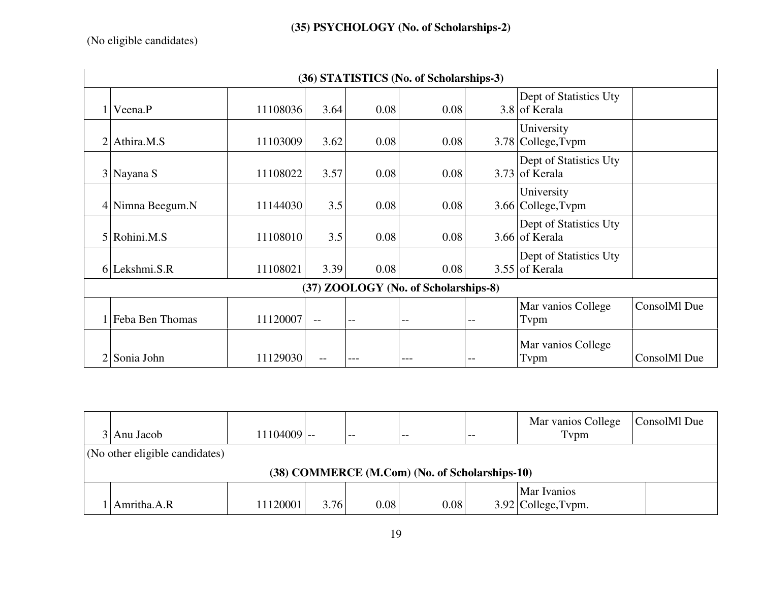### (35) PSYCHOLOGY (No. of Scholarships-2)

(No eligible candidates)

| | | | | | | | | |
|---|---|---|---|---|---|---|---|---|
| **(36) STATISTICS (No. of Scholarships-3)** | | | | | | | | |
| 1 | Veena.P | 11108036 | 3.64 | 0.08 | 0.08 | 3.8 | Dept of Statistics Uty of Kerala | |
| 2 | Athira.M.S | 11103009 | 3.62 | 0.08 | 0.08 | 3.78 | University College,Tvpm | |
| 3 | Nayana S | 11108022 | 3.57 | 0.08 | 0.08 | 3.73 | Dept of Statistics Uty of Kerala | |
| 4 | Nimna Beegum.N | 11144030 | 3.5 | 0.08 | 0.08 | 3.66 | University College,Tvpm | |
| 5 | Rohini.M.S | 11108010 | 3.5 | 0.08 | 0.08 | 3.66 | Dept of Statistics Uty of Kerala | |
| 6 | Lekshmi.S.R | 11108021 | 3.39 | 0.08 | 0.08 | 3.55 | Dept of Statistics Uty of Kerala | |
| **(37) ZOOLOGY (No. of Scholarships-8)** | | | | | | | | |
| 1 | Feba Ben Thomas | 11120007 | -- | -- | -- | -- | Mar vanios College Tvpm | ConsolMl Due |
| 2 | Sonia John | 11129030 | -- | --- | --- | -- | Mar vanios College Tvpm | ConsolMl Due |
| 3 | Anu Jacob | 11104009 | -- | -- | -- | -- | Mar vanios College Tvpm | ConsolMl Due |
| (No other eligible candidates) | | | | | | | | |
| **(38) COMMERCE (M.Com) (No. of Scholarships-10)** | | | | | | | | |
| 1 | Amritha.A.R | 11120001 | 3.76 | 0.08 | 0.08 | 3.92 | Mar Ivanios College,Tvpm. | |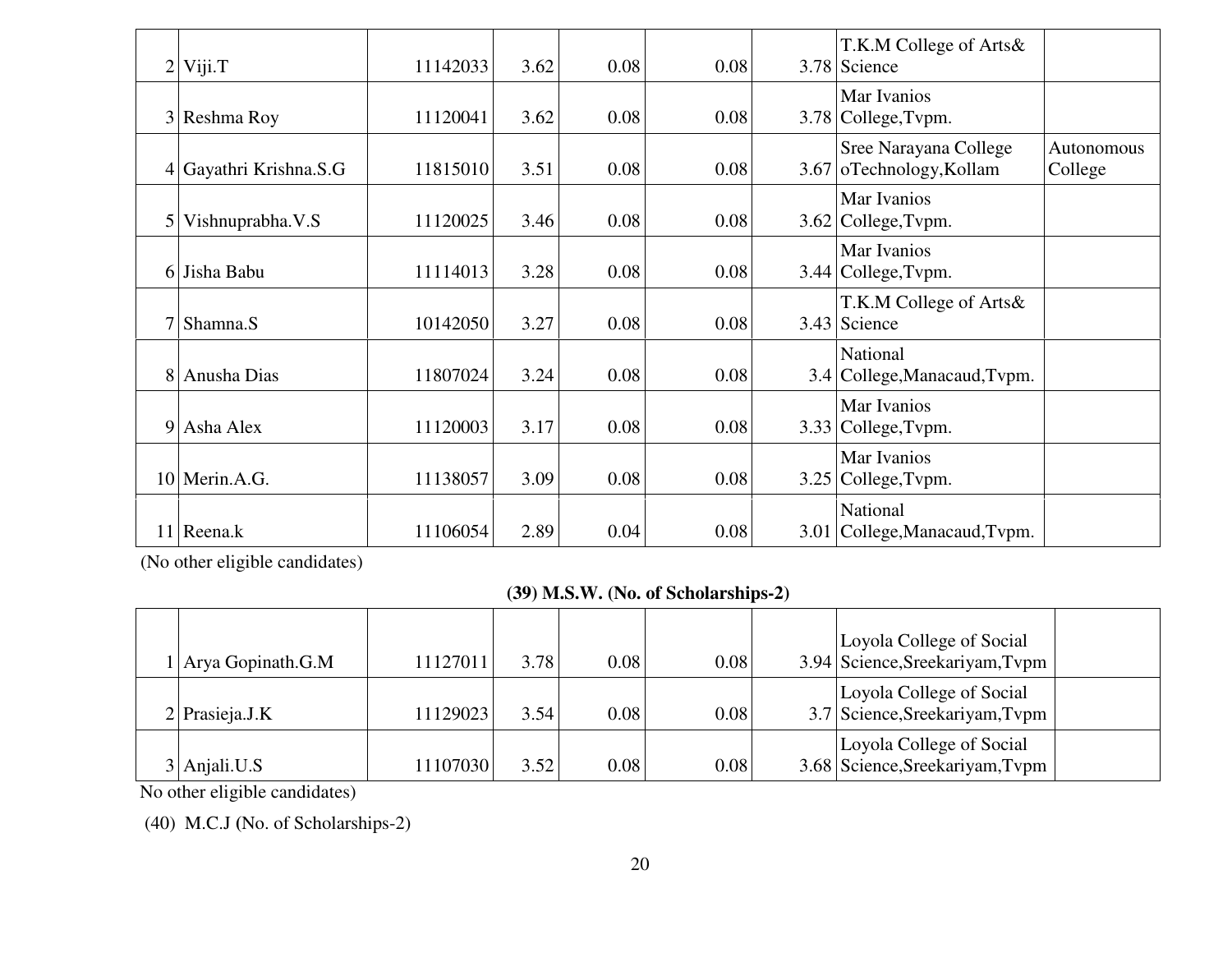| | | | | | | | | |
|---|---|---|---|---|---|---|---|---|
| 2 | Viji.T | 11142033 | 3.62 | 0.08 | 0.08 | 3.78 | T.K.M College of Arts& Science | |
| 3 | Reshma Roy | 11120041 | 3.62 | 0.08 | 0.08 | 3.78 | Mar Ivanios College,Tvpm. | |
| 4 | Gayathri Krishna.S.G | 11815010 | 3.51 | 0.08 | 0.08 | 3.67 | Sree Narayana College oTechnology,Kollam | Autonomous College |
| 5 | Vishnuprabha.V.S | 11120025 | 3.46 | 0.08 | 0.08 | 3.62 | Mar Ivanios College,Tvpm. | |
| 6 | Jisha Babu | 11114013 | 3.28 | 0.08 | 0.08 | 3.44 | Mar Ivanios College,Tvpm. | |
| 7 | Shamna.S | 10142050 | 3.27 | 0.08 | 0.08 | 3.43 | T.K.M College of Arts& Science | |
| 8 | Anusha Dias | 11807024 | 3.24 | 0.08 | 0.08 | 3.4 | National College,Manacaud,Tvpm. | |
| 9 | Asha Alex | 11120003 | 3.17 | 0.08 | 0.08 | 3.33 | Mar Ivanios College,Tvpm. | |
| 10 | Merin.A.G. | 11138057 | 3.09 | 0.08 | 0.08 | 3.25 | Mar Ivanios College,Tvpm. | |
| 11 | Reena.k | 11106054 | 2.89 | 0.04 | 0.08 | 3.01 | National College,Manacaud,Tvpm. | |

(No other eligible candidates)

**(39) M.S.W. (No. of Scholarships-2)**

| | | | | | | | | |
|---|---|---|---|---|---|---|---|---|
| 1 | Arya Gopinath.G.M | 11127011 | 3.78 | 0.08 | 0.08 | 3.94 | Loyola College of Social Science,Sreekariyam,Tvpm | |
| 2 | Prasieja.J.K | 11129023 | 3.54 | 0.08 | 0.08 | 3.7 | Loyola College of Social Science,Sreekariyam,Tvpm | |
| 3 | Anjali.U.S | 11107030 | 3.52 | 0.08 | 0.08 | 3.68 | Loyola College of Social Science,Sreekariyam,Tvpm | |

No other eligible candidates)

(40) M.C.J (No. of Scholarships-2)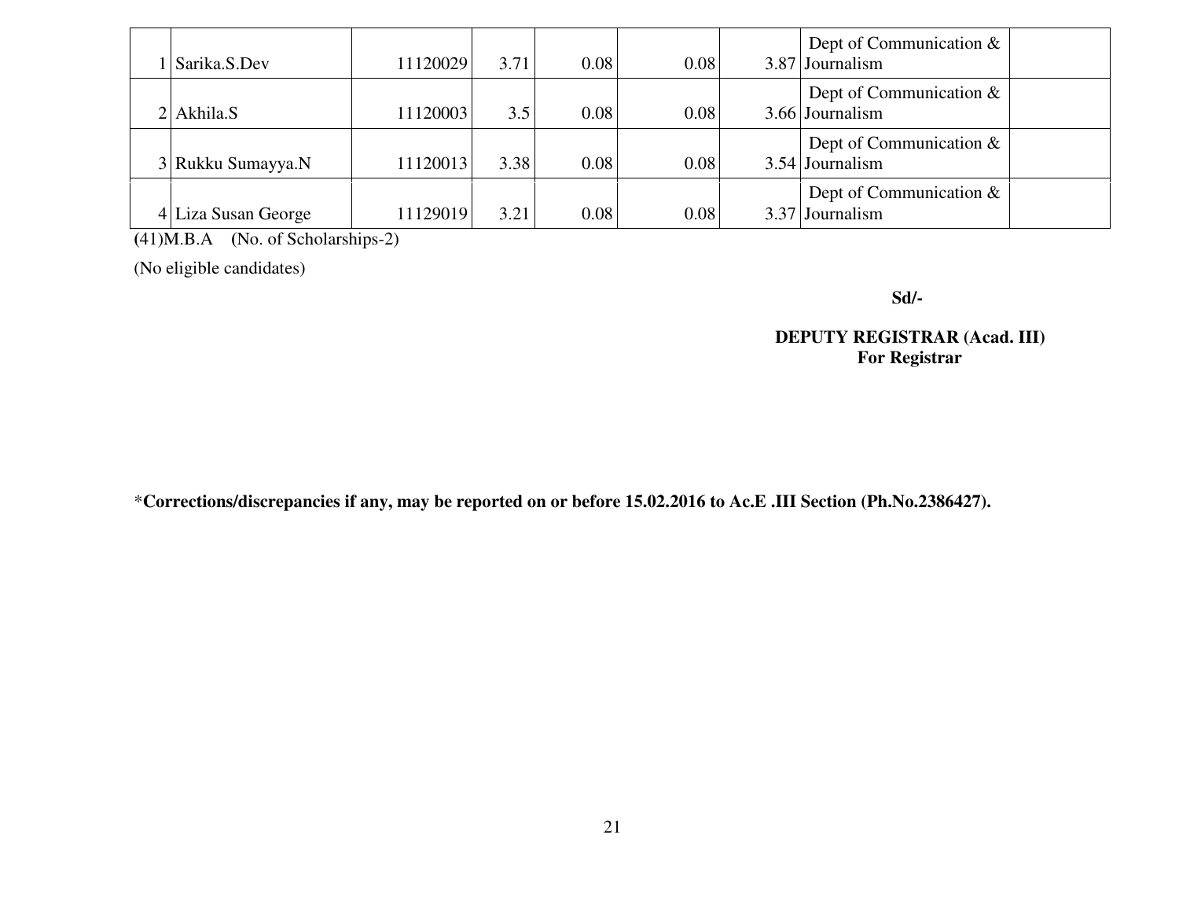| | | | | | | | | |
|---|---|---|---|---|---|---|---|---|
| 1 | Sarika.S.Dev | 11120029 | 3.71 | 0.08 | 0.08 | 3.87 | Dept of Communication & Journalism | |
| 2 | Akhila.S | 11120003 | 3.5 | 0.08 | 0.08 | 3.66 | Dept of Communication & Journalism | |
| 3 | Rukku Sumayya.N | 11120013 | 3.38 | 0.08 | 0.08 | 3.54 | Dept of Communication & Journalism | |
| 4 | Liza Susan George | 11129019 | 3.21 | 0.08 | 0.08 | 3.37 | Dept of Communication & Journalism | |

(41)M.B.A (No. of Scholarships-2)

(No eligible candidates)

**Sd/-**

**DEPUTY REGISTRAR (Acad. III)**
**For Registrar**

*__Corrections/discrepancies if any, may be reported on or before 15.02.2016 to Ac.E .III Section (Ph.No.2386427).__